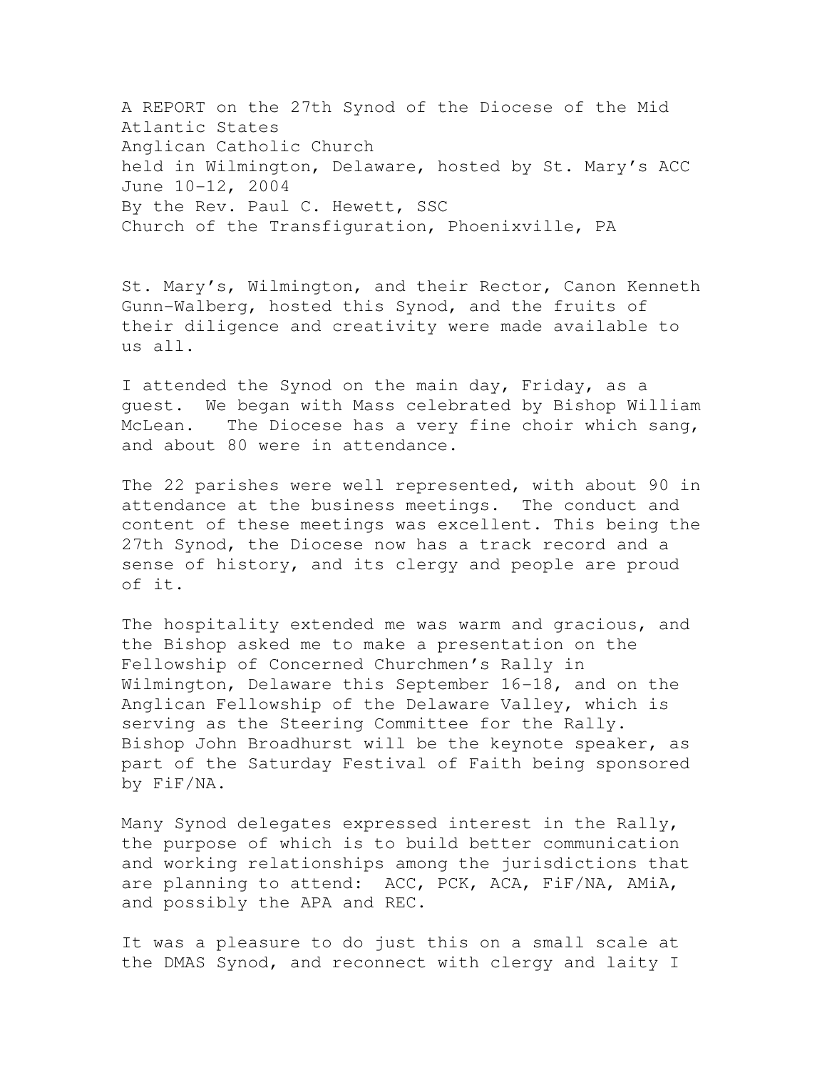A REPORT on the 27th Synod of the Diocese of the Mid Atlantic States
Anglican Catholic Church
held in Wilmington, Delaware, hosted by St. Mary's ACC
June 10-12, 2004
By the Rev. Paul C. Hewett, SSC
Church of the Transfiguration, Phoenixville, PA

St. Mary's, Wilmington, and their Rector, Canon Kenneth Gunn-Walberg, hosted this Synod, and the fruits of their diligence and creativity were made available to us all.

I attended the Synod on the main day, Friday, as a guest. We began with Mass celebrated by Bishop William McLean. The Diocese has a very fine choir which sang, and about 80 were in attendance.

The 22 parishes were well represented, with about 90 in attendance at the business meetings. The conduct and content of these meetings was excellent. This being the 27th Synod, the Diocese now has a track record and a sense of history, and its clergy and people are proud of it.

The hospitality extended me was warm and gracious, and the Bishop asked me to make a presentation on the Fellowship of Concerned Churchmen's Rally in Wilmington, Delaware this September 16-18, and on the Anglican Fellowship of the Delaware Valley, which is serving as the Steering Committee for the Rally. Bishop John Broadhurst will be the keynote speaker, as part of the Saturday Festival of Faith being sponsored by FiF/NA.

Many Synod delegates expressed interest in the Rally, the purpose of which is to build better communication and working relationships among the jurisdictions that are planning to attend: ACC, PCK, ACA, FiF/NA, AMiA, and possibly the APA and REC.

It was a pleasure to do just this on a small scale at the DMAS Synod, and reconnect with clergy and laity I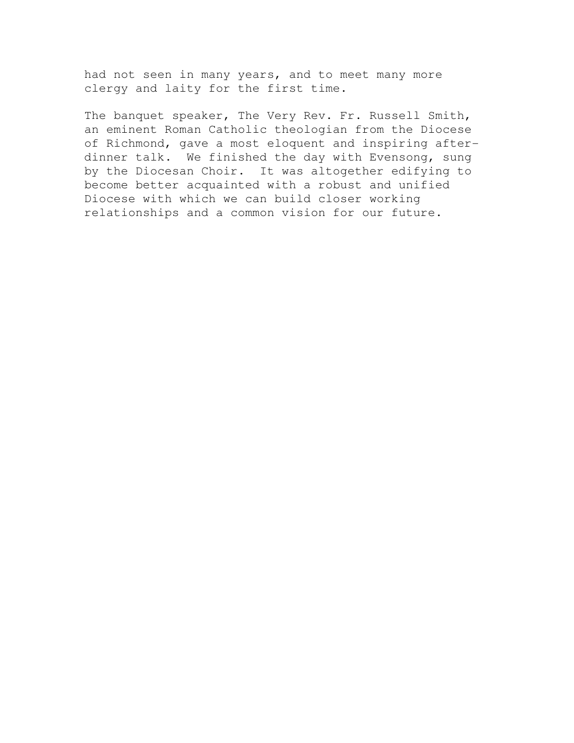had not seen in many years, and to meet many more clergy and laity for the first time.

The banquet speaker, The Very Rev. Fr. Russell Smith, an eminent Roman Catholic theologian from the Diocese of Richmond, gave a most eloquent and inspiring after-dinner talk. We finished the day with Evensong, sung by the Diocesan Choir. It was altogether edifying to become better acquainted with a robust and unified Diocese with which we can build closer working relationships and a common vision for our future.